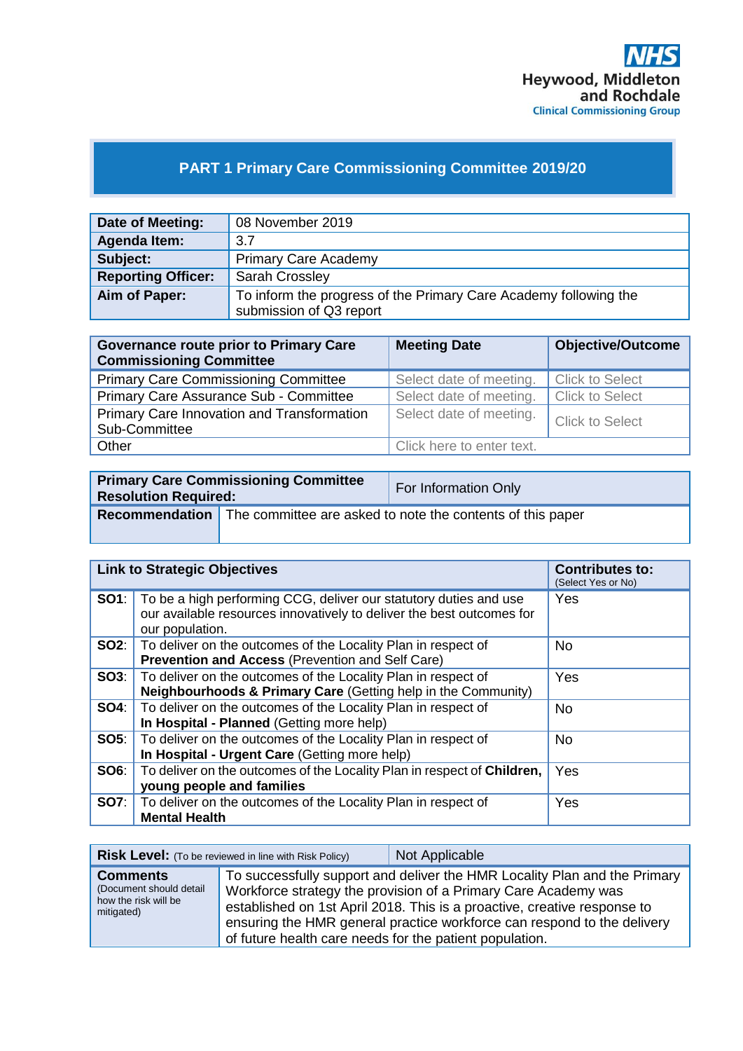NHS
Heywood, Middleton and Rochdale
Clinical Commissioning Group

# PART 1 Primary Care Commissioning Committee 2019/20

| **Date of Meeting:** | 08 November 2019 |
|---|---|
| **Agenda Item:** | 3.7 |
| **Subject:** | Primary Care Academy |
| **Reporting Officer:** | Sarah Crossley |
| **Aim of Paper:** | To inform the progress of the Primary Care Academy following the submission of Q3 report |

| **Governance route prior to Primary Care Commissioning Committee** | **Meeting Date** | **Objective/Outcome** |
|---|---|---|
| Primary Care Commissioning Committee | Select date of meeting. | Click to Select |
| Primary Care Assurance Sub - Committee | Select date of meeting. | Click to Select |
| Primary Care Innovation and Transformation Sub-Committee | Select date of meeting. | Click to Select |
| Other | Click here to enter text. | |

| **Primary Care Commissioning Committee Resolution Required:** | For Information Only |
|---|---|
| **Recommendation** | The committee are asked to note the contents of this paper |

| **Link to Strategic Objectives** | | **Contributes to:** (Select Yes or No) |
|---|---|---|
| **SO1**: | To be a high performing CCG, deliver our statutory duties and use our available resources innovatively to deliver the best outcomes for our population. | Yes |
| **SO2**: | To deliver on the outcomes of the Locality Plan in respect of **Prevention and Access** (Prevention and Self Care) | No |
| **SO3**: | To deliver on the outcomes of the Locality Plan in respect of **Neighbourhoods & Primary Care** (Getting help in the Community) | Yes |
| **SO4**: | To deliver on the outcomes of the Locality Plan in respect of **In Hospital - Planned** (Getting more help) | No |
| **SO5**: | To deliver on the outcomes of the Locality Plan in respect of **In Hospital - Urgent Care** (Getting more help) | No |
| **SO6**: | To deliver on the outcomes of the Locality Plan in respect of **Children, young people and families** | Yes |
| **SO7**: | To deliver on the outcomes of the Locality Plan in respect of **Mental Health** | Yes |

| **Risk Level:** (To be reviewed in line with Risk Policy) | Not Applicable |
|---|---|
| **Comments** (Document should detail how the risk will be mitigated) | To successfully support and deliver the HMR Locality Plan and the Primary Workforce strategy the provision of a Primary Care Academy was established on 1st April 2018. This is a proactive, creative response to ensuring the HMR general practice workforce can respond to the delivery of future health care needs for the patient population. |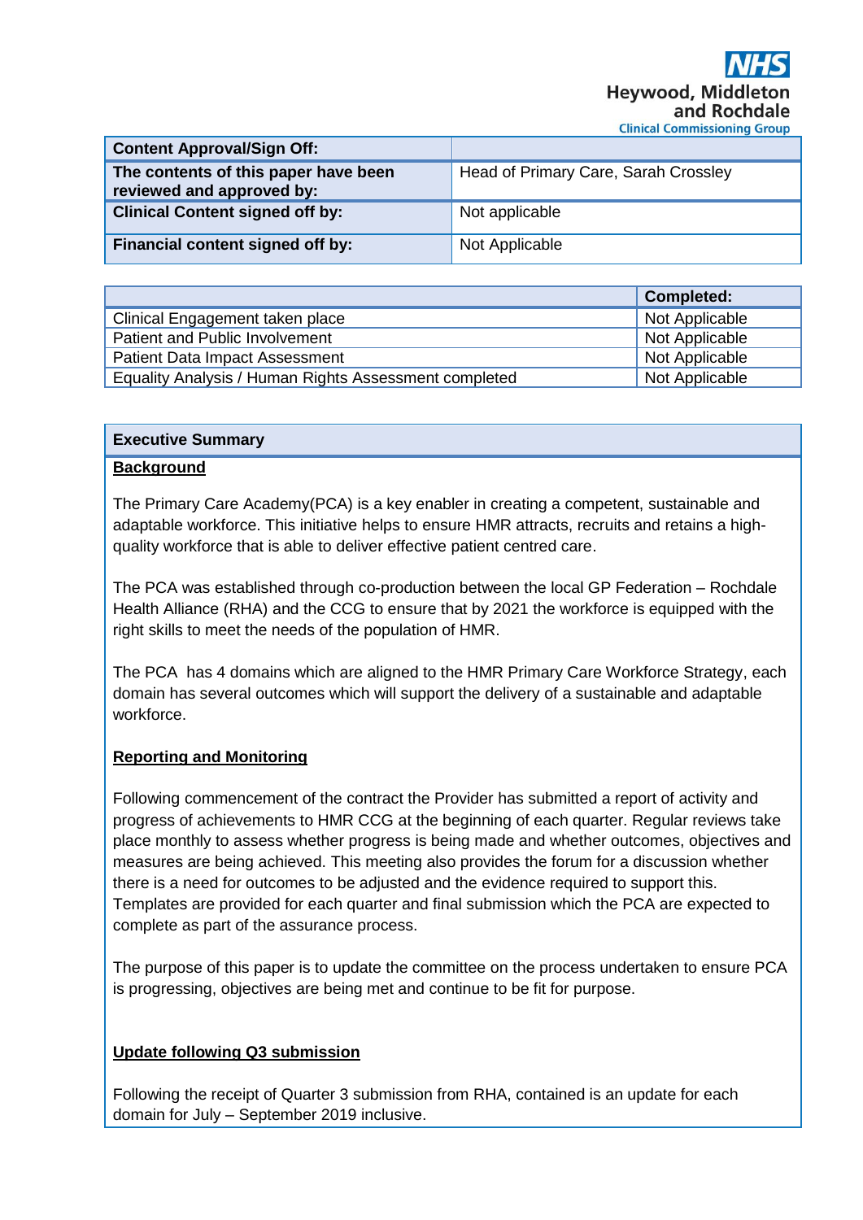| Content Approval/Sign Off: | |
|---|---|
| **The contents of this paper have been reviewed and approved by:** | Head of Primary Care, Sarah Crossley |
| **Clinical Content signed off by:** | Not applicable |
| **Financial content signed off by:** | Not Applicable |

| | Completed: |
|---|---|
| Clinical Engagement taken place | Not Applicable |
| Patient and Public Involvement | Not Applicable |
| Patient Data Impact Assessment | Not Applicable |
| Equality Analysis / Human Rights Assessment completed | Not Applicable |

## Executive Summary

### Background

The Primary Care Academy(PCA) is a key enabler in creating a competent, sustainable and adaptable workforce. This initiative helps to ensure HMR attracts, recruits and retains a high-quality workforce that is able to deliver effective patient centred care.

The PCA was established through co-production between the local GP Federation – Rochdale Health Alliance (RHA) and the CCG to ensure that by 2021 the workforce is equipped with the right skills to meet the needs of the population of HMR.

The PCA has 4 domains which are aligned to the HMR Primary Care Workforce Strategy, each domain has several outcomes which will support the delivery of a sustainable and adaptable workforce.

### Reporting and Monitoring

Following commencement of the contract the Provider has submitted a report of activity and progress of achievements to HMR CCG at the beginning of each quarter. Regular reviews take place monthly to assess whether progress is being made and whether outcomes, objectives and measures are being achieved. This meeting also provides the forum for a discussion whether there is a need for outcomes to be adjusted and the evidence required to support this. Templates are provided for each quarter and final submission which the PCA are expected to complete as part of the assurance process.

The purpose of this paper is to update the committee on the process undertaken to ensure PCA is progressing, objectives are being met and continue to be fit for purpose.

### Update following Q3 submission

Following the receipt of Quarter 3 submission from RHA, contained is an update for each domain for July – September 2019 inclusive.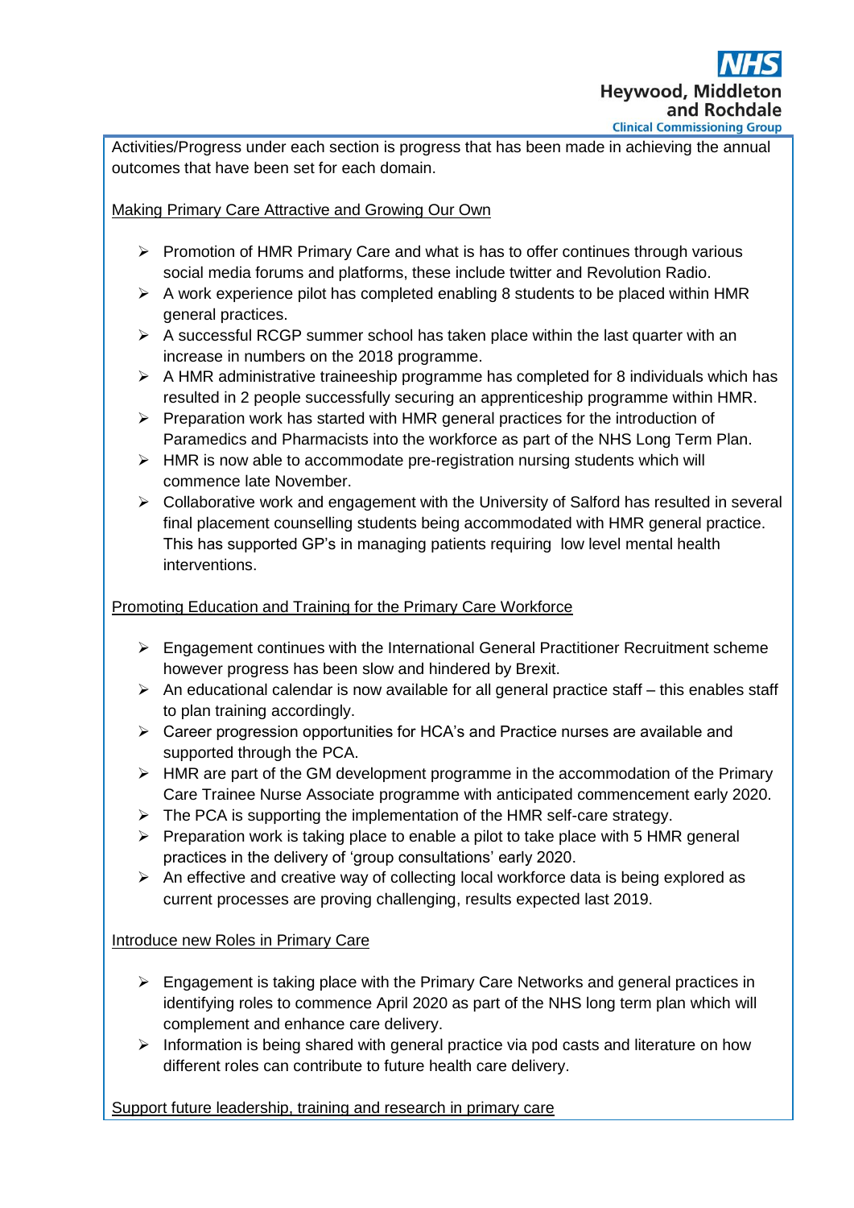Activities/Progress under each section is progress that has been made in achieving the annual outcomes that have been set for each domain.

Making Primary Care Attractive and Growing Our Own

- Promotion of HMR Primary Care and what is has to offer continues through various social media forums and platforms, these include twitter and Revolution Radio.
- A work experience pilot has completed enabling 8 students to be placed within HMR general practices.
- A successful RCGP summer school has taken place within the last quarter with an increase in numbers on the 2018 programme.
- A HMR administrative traineeship programme has completed for 8 individuals which has resulted in 2 people successfully securing an apprenticeship programme within HMR.
- Preparation work has started with HMR general practices for the introduction of Paramedics and Pharmacists into the workforce as part of the NHS Long Term Plan.
- HMR is now able to accommodate pre-registration nursing students which will commence late November.
- Collaborative work and engagement with the University of Salford has resulted in several final placement counselling students being accommodated with HMR general practice. This has supported GP's in managing patients requiring low level mental health interventions.

Promoting Education and Training for the Primary Care Workforce

- Engagement continues with the International General Practitioner Recruitment scheme however progress has been slow and hindered by Brexit.
- An educational calendar is now available for all general practice staff – this enables staff to plan training accordingly.
- Career progression opportunities for HCA's and Practice nurses are available and supported through the PCA.
- HMR are part of the GM development programme in the accommodation of the Primary Care Trainee Nurse Associate programme with anticipated commencement early 2020.
- The PCA is supporting the implementation of the HMR self-care strategy.
- Preparation work is taking place to enable a pilot to take place with 5 HMR general practices in the delivery of 'group consultations' early 2020.
- An effective and creative way of collecting local workforce data is being explored as current processes are proving challenging, results expected last 2019.

Introduce new Roles in Primary Care

- Engagement is taking place with the Primary Care Networks and general practices in identifying roles to commence April 2020 as part of the NHS long term plan which will complement and enhance care delivery.
- Information is being shared with general practice via pod casts and literature on how different roles can contribute to future health care delivery.

Support future leadership, training and research in primary care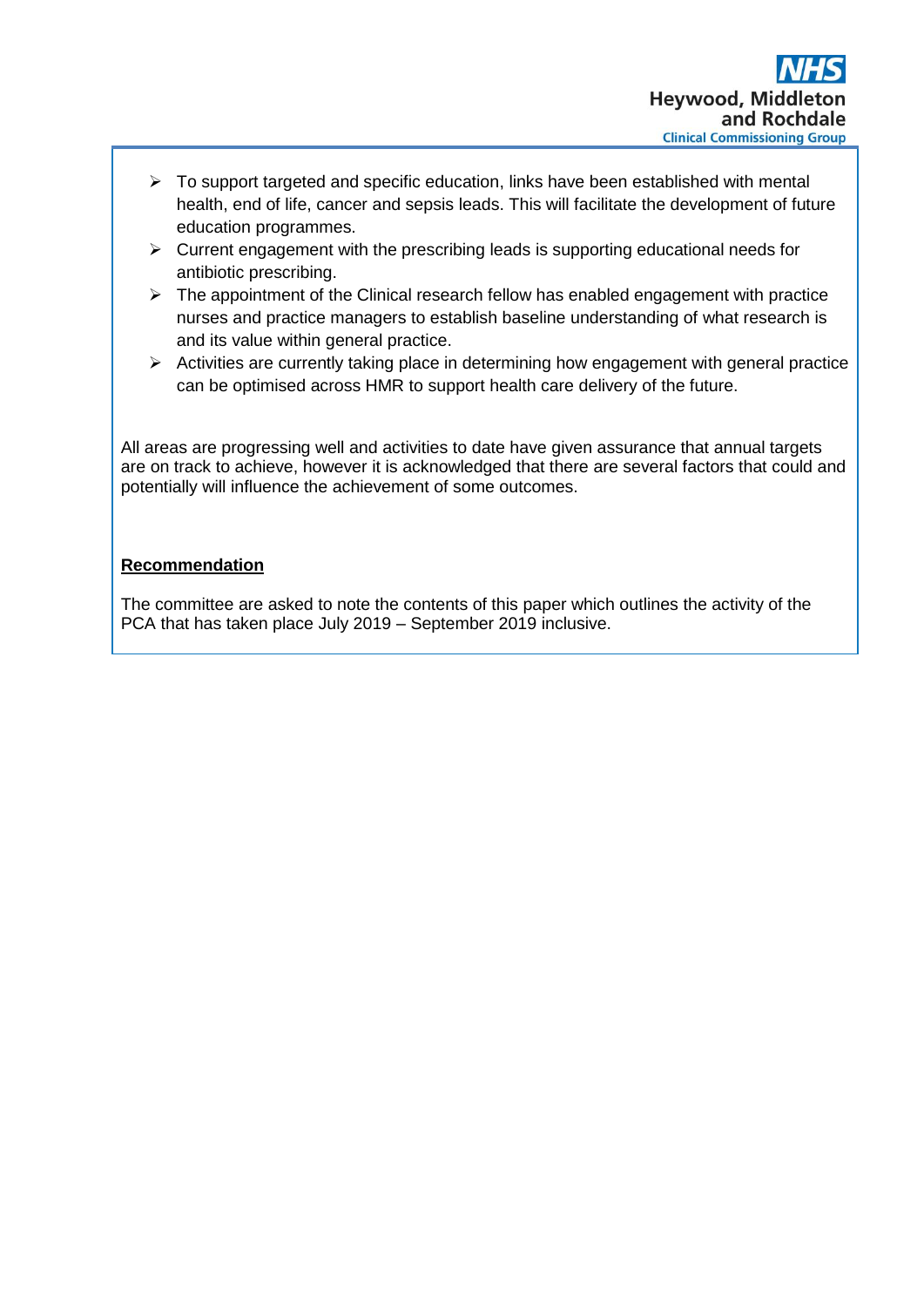- To support targeted and specific education, links have been established with mental health, end of life, cancer and sepsis leads. This will facilitate the development of future education programmes.
- Current engagement with the prescribing leads is supporting educational needs for antibiotic prescribing.
- The appointment of the Clinical research fellow has enabled engagement with practice nurses and practice managers to establish baseline understanding of what research is and its value within general practice.
- Activities are currently taking place in determining how engagement with general practice can be optimised across HMR to support health care delivery of the future.

All areas are progressing well and activities to date have given assurance that annual targets are on track to achieve, however it is acknowledged that there are several factors that could and potentially will influence the achievement of some outcomes.

**<u>Recommendation</u>**

The committee are asked to note the contents of this paper which outlines the activity of the PCA that has taken place July 2019 – September 2019 inclusive.